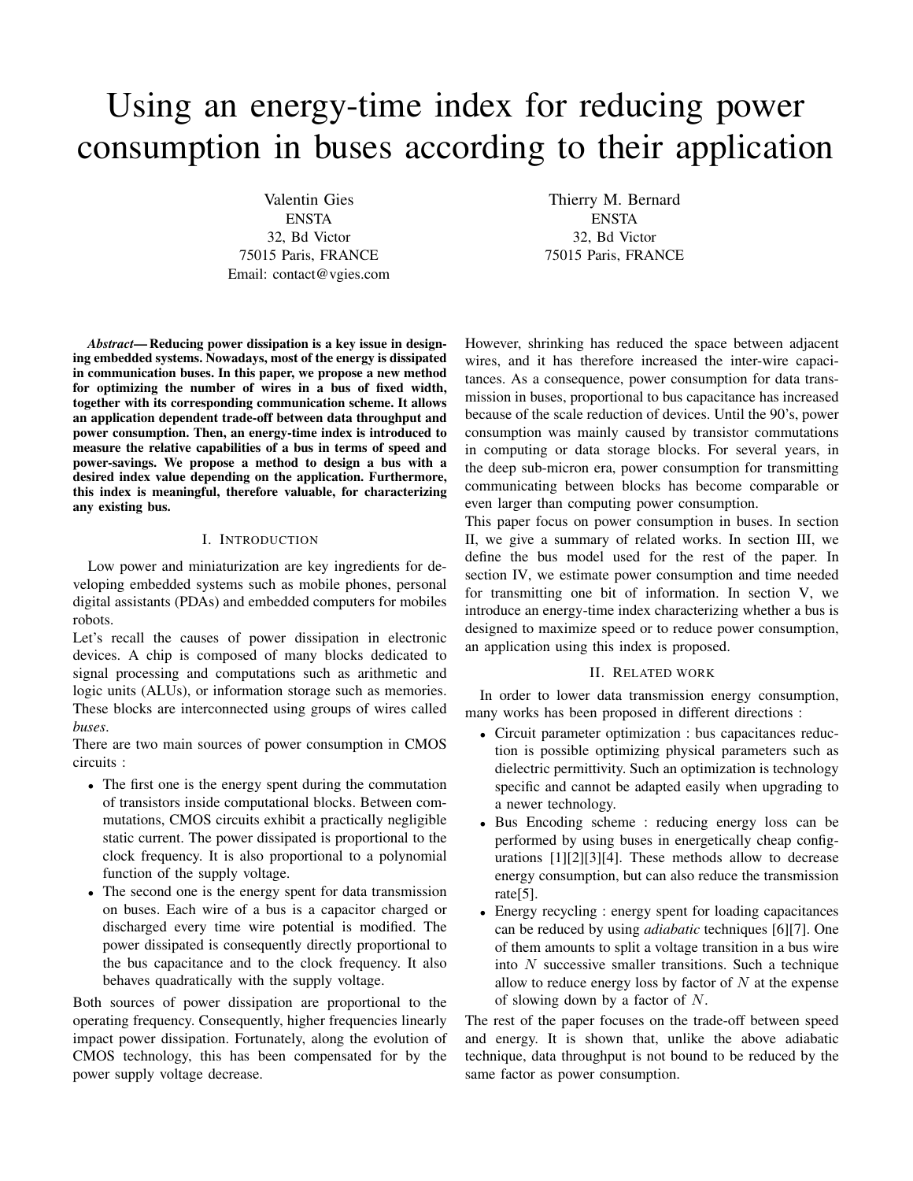# Using an energy-time index for reducing power consumption in buses according to their application

Valentin Gies
ENSTA
32, Bd Victor
75015 Paris, FRANCE
Email: contact@vgies.com

Thierry M. Bernard
ENSTA
32, Bd Victor
75015 Paris, FRANCE

***Abstract*— Reducing power dissipation is a key issue in designing embedded systems. Nowadays, most of the energy is dissipated in communication buses. In this paper, we propose a new method for optimizing the number of wires in a bus of fixed width, together with its corresponding communication scheme. It allows an application dependent trade-off between data throughput and power consumption. Then, an energy-time index is introduced to measure the relative capabilities of a bus in terms of speed and power-savings. We propose a method to design a bus with a desired index value depending on the application. Furthermore, this index is meaningful, therefore valuable, for characterizing any existing bus.**

## I. Introduction

Low power and miniaturization are key ingredients for developing embedded systems such as mobile phones, personal digital assistants (PDAs) and embedded computers for mobiles robots.

Let's recall the causes of power dissipation in electronic devices. A chip is composed of many blocks dedicated to signal processing and computations such as arithmetic and logic units (ALUs), or information storage such as memories. These blocks are interconnected using groups of wires called *buses*.

There are two main sources of power consumption in CMOS circuits :

- The first one is the energy spent during the commutation of transistors inside computational blocks. Between commutations, CMOS circuits exhibit a practically negligible static current. The power dissipated is proportional to the clock frequency. It is also proportional to a polynomial function of the supply voltage.
- The second one is the energy spent for data transmission on buses. Each wire of a bus is a capacitor charged or discharged every time wire potential is modified. The power dissipated is consequently directly proportional to the bus capacitance and to the clock frequency. It also behaves quadratically with the supply voltage.

Both sources of power dissipation are proportional to the operating frequency. Consequently, higher frequencies linearly impact power dissipation. Fortunately, along the evolution of CMOS technology, this has been compensated for by the power supply voltage decrease.

However, shrinking has reduced the space between adjacent wires, and it has therefore increased the inter-wire capacitances. As a consequence, power consumption for data transmission in buses, proportional to bus capacitance has increased because of the scale reduction of devices. Until the 90's, power consumption was mainly caused by transistor commutations in computing or data storage blocks. For several years, in the deep sub-micron era, power consumption for transmitting communicating between blocks has become comparable or even larger than computing power consumption.

This paper focus on power consumption in buses. In section II, we give a summary of related works. In section III, we define the bus model used for the rest of the paper. In section IV, we estimate power consumption and time needed for transmitting one bit of information. In section V, we introduce an energy-time index characterizing whether a bus is designed to maximize speed or to reduce power consumption, an application using this index is proposed.

## II. Related work

In order to lower data transmission energy consumption, many works has been proposed in different directions :

- Circuit parameter optimization : bus capacitances reduction is possible optimizing physical parameters such as dielectric permittivity. Such an optimization is technology specific and cannot be adapted easily when upgrading to a newer technology.
- Bus Encoding scheme : reducing energy loss can be performed by using buses in energetically cheap configurations [1][2][3][4]. These methods allow to decrease energy consumption, but can also reduce the transmission rate[5].
- Energy recycling : energy spent for loading capacitances can be reduced by using *adiabatic* techniques [6][7]. One of them amounts to split a voltage transition in a bus wire into $N$ successive smaller transitions. Such a technique allow to reduce energy loss by factor of $N$ at the expense of slowing down by a factor of $N$.

The rest of the paper focuses on the trade-off between speed and energy. It is shown that, unlike the above adiabatic technique, data throughput is not bound to be reduced by the same factor as power consumption.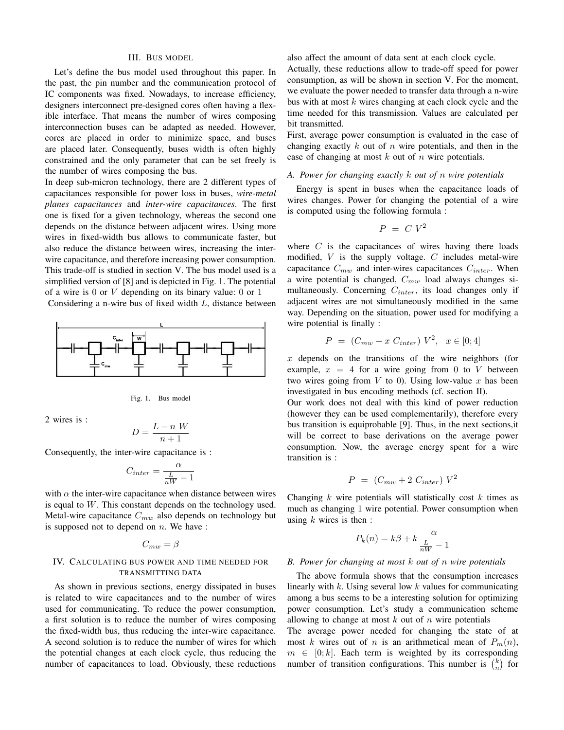## III. Bus model

Let's define the bus model used throughout this paper. In the past, the pin number and the communication protocol of IC components was fixed. Nowadays, to increase efficiency, designers interconnect pre-designed cores often having a flexible interface. That means the number of wires composing interconnection buses can be adapted as needed. However, cores are placed in order to minimize space, and buses are placed later. Consequently, buses width is often highly constrained and the only parameter that can be set freely is the number of wires composing the bus.

In deep sub-micron technology, there are 2 different types of capacitances responsible for power loss in buses, *wire-metal planes capacitances* and *inter-wire capacitances*. The first one is fixed for a given technology, whereas the second one depends on the distance between adjacent wires. Using more wires in fixed-width bus allows to communicate faster, but also reduce the distance between wires, increasing the inter-wire capacitance, and therefore increasing power consumption. This trade-off is studied in section V. The bus model used is a simplified version of [8] and is depicted in Fig. 1. The potential of a wire is 0 or $V$ depending on its binary value: 0 or 1

Considering a n-wire bus of fixed width $L$, distance between

Fig. 1. Bus model

2 wires is :

$$D = \frac{L - n\ W}{n+1}$$

Consequently, the inter-wire capacitance is :

$$C_{inter} = \frac{\alpha}{\frac{L}{nW} - 1}$$

with $\alpha$ the inter-wire capacitance when distance between wires is equal to $W$. This constant depends on the technology used. Metal-wire capacitance $C_{mw}$ also depends on technology but is supposed not to depend on $n$. We have :

$$C_{mw} = \beta$$

## IV. Calculating bus power and time needed for transmitting data

As shown in previous sections, energy dissipated in buses is related to wire capacitances and to the number of wires used for communicating. To reduce the power consumption, a first solution is to reduce the number of wires composing the fixed-width bus, thus reducing the inter-wire capacitance. A second solution is to reduce the number of wires for which the potential changes at each clock cycle, thus reducing the number of capacitances to load. Obviously, these reductions also affect the amount of data sent at each clock cycle.

Actually, these reductions allow to trade-off speed for power consumption, as will be shown in section V. For the moment, we evaluate the power needed to transfer data through a n-wire bus with at most $k$ wires changing at each clock cycle and the time needed for this transmission. Values are calculated per bit transmitted.

First, average power consumption is evaluated in the case of changing exactly $k$ out of $n$ wire potentials, and then in the case of changing at most $k$ out of $n$ wire potentials.

### A. Power for changing exactly $k$ out of $n$ wire potentials

Energy is spent in buses when the capacitance loads of wires changes. Power for changing the potential of a wire is computed using the following formula :

$$P \ = \ C\ V^2$$

where $C$ is the capacitances of wires having there loads modified, $V$ is the supply voltage. $C$ includes metal-wire capacitance $C_{mw}$ and inter-wires capacitances $C_{inter}$. When a wire potential is changed, $C_{mw}$ load always changes simultaneously. Concerning $C_{inter}$, its load changes only if adjacent wires are not simultaneously modified in the same way. Depending on the situation, power used for modifying a wire potential is finally :

$$P \ = \ (C_{mw} + x\ C_{inter})\ V^2, \quad x \in [0;4]$$

$x$ depends on the transitions of the wire neighbors (for example, $x = 4$ for a wire going from 0 to $V$ between two wires going from $V$ to 0). Using low-value $x$ has been investigated in bus encoding methods (cf. section II).

Our work does not deal with this kind of power reduction (however they can be used complementarily), therefore every bus transition is equiprobable [9]. Thus, in the next sections,it will be correct to base derivations on the average power consumption. Now, the average energy spent for a wire transition is :

$$P \ = \ (C_{mw} + 2\ C_{inter})\ V^2$$

Changing $k$ wire potentials will statistically cost $k$ times as much as changing 1 wire potential. Power consumption when using $k$ wires is then :

$$P_k(n) = k\beta + k\frac{\alpha}{\frac{L}{nW} - 1}$$

### B. Power for changing at most $k$ out of $n$ wire potentials

The above formula shows that the consumption increases linearly with $k$. Using several low $k$ values for communicating among a bus seems to be a interesting solution for optimizing power consumption. Let's study a communication scheme allowing to change at most $k$ out of $n$ wire potentials

The average power needed for changing the state of at most $k$ wires out of $n$ is an arithmetical mean of $P_m(n)$, $m \in [0;k]$. Each term is weighted by its corresponding number of transition configurations. This number is $\binom{k}{n}$ for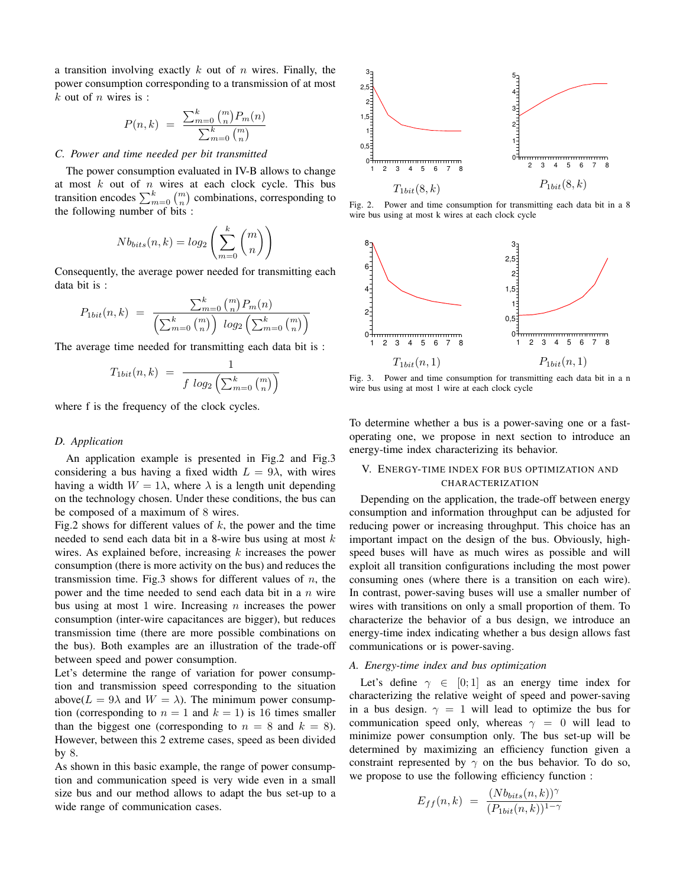a transition involving exactly $k$ out of $n$ wires. Finally, the power consumption corresponding to a transmission of at most $k$ out of $n$ wires is :

$$P(n,k) = \frac{\sum_{m=0}^{k} \binom{m}{n} P_m(n)}{\sum_{m=0}^{k} \binom{m}{n}}$$

### C. Power and time needed per bit transmitted

The power consumption evaluated in IV-B allows to change at most $k$ out of $n$ wires at each clock cycle. This bus transition encodes $\sum_{m=0}^{k} \binom{m}{n}$ combinations, corresponding to the following number of bits :

$$Nb_{bits}(n,k) = log_2 \left( \sum_{m=0}^{k} \binom{m}{n} \right)$$

Consequently, the average power needed for transmitting each data bit is :

$$P_{1bit}(n,k) = \frac{\sum_{m=0}^{k} \binom{m}{n} P_m(n)}{\left(\sum_{m=0}^{k} \binom{m}{n}\right) \; log_2 \left(\sum_{m=0}^{k} \binom{m}{n}\right)}$$

The average time needed for transmitting each data bit is :

$$T_{1bit}(n,k) = \frac{1}{f \; log_2 \left(\sum_{m=0}^{k} \binom{m}{n}\right)}$$

where f is the frequency of the clock cycles.

### D. Application

An application example is presented in Fig.2 and Fig.3 considering a bus having a fixed width $L = 9\lambda$, with wires having a width $W = 1\lambda$, where $\lambda$ is a length unit depending on the technology chosen. Under these conditions, the bus can be composed of a maximum of 8 wires.

Fig.2 shows for different values of $k$, the power and the time needed to send each data bit in a 8-wire bus using at most $k$ wires. As explained before, increasing $k$ increases the power consumption (there is more activity on the bus) and reduces the transmission time. Fig.3 shows for different values of $n$, the power and the time needed to send each data bit in a $n$ wire bus using at most 1 wire. Increasing $n$ increases the power consumption (inter-wire capacitances are bigger), but reduces transmission time (there are more possible combinations on the bus). Both examples are an illustration of the trade-off between speed and power consumption.

Let's determine the range of variation for power consumption and transmission speed corresponding to the situation above($L = 9\lambda$ and $W = \lambda$). The minimum power consumption (corresponding to $n = 1$ and $k = 1$) is 16 times smaller than the biggest one (corresponding to $n = 8$ and $k = 8$). However, between this 2 extreme cases, speed as been divided by 8.

As shown in this basic example, the range of power consumption and communication speed is very wide even in a small size bus and our method allows to adapt the bus set-up to a wide range of communication cases.

$T_{1bit}(8,k)$ $\quad$ $P_{1bit}(8,k)$

Fig. 2. Power and time consumption for transmitting each data bit in a 8 wire bus using at most k wires at each clock cycle

$T_{1bit}(n,1)$ $\quad$ $P_{1bit}(n,1)$

Fig. 3. Power and time consumption for transmitting each data bit in a n wire bus using at most 1 wire at each clock cycle

To determine whether a bus is a power-saving one or a fast-operating one, we propose in next section to introduce an energy-time index characterizing its behavior.

## V. Energy-time index for bus optimization and characterization

Depending on the application, the trade-off between energy consumption and information throughput can be adjusted for reducing power or increasing throughput. This choice has an important impact on the design of the bus. Obviously, high-speed buses will have as much wires as possible and will exploit all transition configurations including the most power consuming ones (where there is a transition on each wire). In contrast, power-saving buses will use a smaller number of wires with transitions on only a small proportion of them. To characterize the behavior of a bus design, we introduce an energy-time index indicating whether a bus design allows fast communications or is power-saving.

### A. Energy-time index and bus optimization

Let's define $\gamma \in [0;1]$ as an energy time index for characterizing the relative weight of speed and power-saving in a bus design. $\gamma = 1$ will lead to optimize the bus for communication speed only, whereas $\gamma = 0$ will lead to minimize power consumption only. The bus set-up will be determined by maximizing an efficiency function given a constraint represented by $\gamma$ on the bus behavior. To do so, we propose to use the following efficiency function :

$$E_{ff}(n,k) = \frac{(Nb_{bits}(n,k))^{\gamma}}{(P_{1bit}(n,k))^{1-\gamma}}$$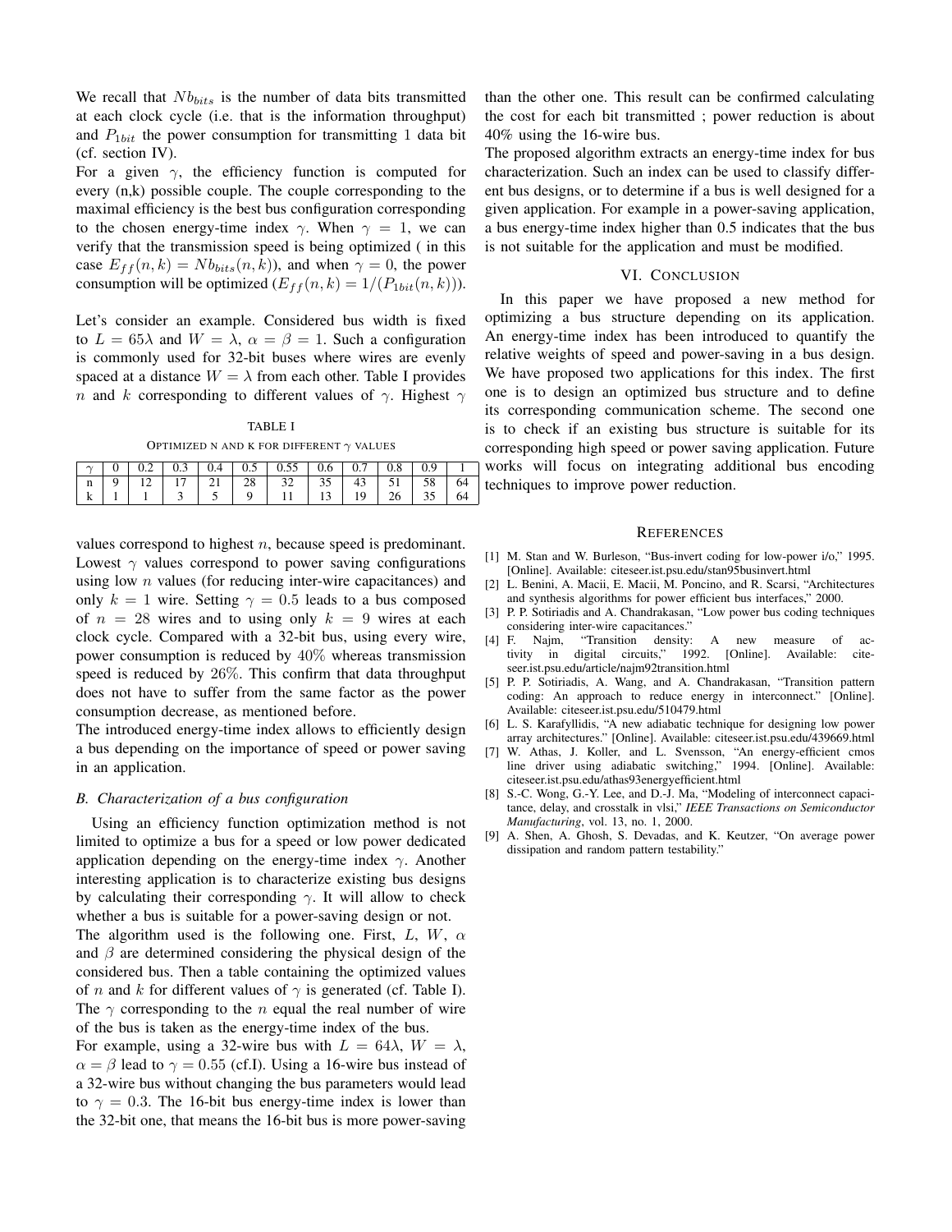We recall that $Nb_{bits}$ is the number of data bits transmitted at each clock cycle (i.e. that is the information throughput) and $P_{1bit}$ the power consumption for transmitting 1 data bit (cf. section IV).

For a given $\gamma$, the efficiency function is computed for every (n,k) possible couple. The couple corresponding to the maximal efficiency is the best bus configuration corresponding to the chosen energy-time index $\gamma$. When $\gamma = 1$, we can verify that the transmission speed is being optimized ( in this case $E_{ff}(n,k) = Nb_{bits}(n,k)$), and when $\gamma = 0$, the power consumption will be optimized ($E_{ff}(n,k) = 1/(P_{1bit}(n,k))$).

Let's consider an example. Considered bus width is fixed to $L = 65\lambda$ and $W = \lambda$, $\alpha = \beta = 1$. Such a configuration is commonly used for 32-bit buses where wires are evenly spaced at a distance $W = \lambda$ from each other. Table I provides $n$ and $k$ corresponding to different values of $\gamma$. Highest $\gamma$ values correspond to highest $n$, because speed is predominant. Lowest $\gamma$ values correspond to power saving configurations using low $n$ values (for reducing inter-wire capacitances) and only $k = 1$ wire. Setting $\gamma = 0.5$ leads to a bus composed of $n = 28$ wires and to using only $k = 9$ wires at each clock cycle. Compared with a 32-bit bus, using every wire, power consumption is reduced by 40% whereas transmission speed is reduced by 26%. This confirm that data throughput does not have to suffer from the same factor as the power consumption decrease, as mentioned before.

TABLE I

Optimized n and k for different $\gamma$ values

| $\gamma$ | 0 | 0.2 | 0.3 | 0.4 | 0.5 | 0.55 | 0.6 | 0.7 | 0.8 | 0.9 | 1 |
|---|---|---|---|---|---|---|---|---|---|---|---|
| n | 9 | 12 | 17 | 21 | 28 | 32 | 35 | 43 | 51 | 58 | 64 |
| k | 1 | 1 | 3 | 5 | 9 | 11 | 13 | 19 | 26 | 35 | 64 |

The introduced energy-time index allows to efficiently design a bus depending on the importance of speed or power saving in an application.

### B. Characterization of a bus configuration

Using an efficiency function optimization method is not limited to optimize a bus for a speed or low power dedicated application depending on the energy-time index $\gamma$. Another interesting application is to characterize existing bus designs by calculating their corresponding $\gamma$. It will allow to check whether a bus is suitable for a power-saving design or not.

The algorithm used is the following one. First, $L$, $W$, $\alpha$ and $\beta$ are determined considering the physical design of the considered bus. Then a table containing the optimized values of $n$ and $k$ for different values of $\gamma$ is generated (cf. Table I). The $\gamma$ corresponding to the $n$ equal the real number of wire of the bus is taken as the energy-time index of the bus.

For example, using a 32-wire bus with $L = 64\lambda$, $W = \lambda$, $\alpha = \beta$ lead to $\gamma = 0.55$ (cf.I). Using a 16-wire bus instead of a 32-wire bus without changing the bus parameters would lead to $\gamma = 0.3$. The 16-bit bus energy-time index is lower than the 32-bit one, that means the 16-bit bus is more power-saving than the other one. This result can be confirmed calculating the cost for each bit transmitted ; power reduction is about 40% using the 16-wire bus.

The proposed algorithm extracts an energy-time index for bus characterization. Such an index can be used to classify different bus designs, or to determine if a bus is well designed for a given application. For example in a power-saving application, a bus energy-time index higher than 0.5 indicates that the bus is not suitable for the application and must be modified.

## VI. Conclusion

In this paper we have proposed a new method for optimizing a bus structure depending on its application. An energy-time index has been introduced to quantify the relative weights of speed and power-saving in a bus design. We have proposed two applications for this index. The first one is to design an optimized bus structure and to define its corresponding communication scheme. The second one is to check if an existing bus structure is suitable for its corresponding high speed or power saving application. Future works will focus on integrating additional bus encoding techniques to improve power reduction.

## References

[1] M. Stan and W. Burleson, "Bus-invert coding for low-power i/o," 1995. [Online]. Available: citeseer.ist.psu.edu/stan95businvert.html

[2] L. Benini, A. Macii, E. Macii, M. Poncino, and R. Scarsi, "Architectures and synthesis algorithms for power efficient bus interfaces," 2000.

[3] P. P. Sotiriadis and A. Chandrakasan, "Low power bus coding techniques considering inter-wire capacitances."

[4] F. Najm, "Transition density: A new measure of activity in digital circuits," 1992. [Online]. Available: citeseer.ist.psu.edu/article/najm92transition.html

[5] P. P. Sotiriadis, A. Wang, and A. Chandrakasan, "Transition pattern coding: An approach to reduce energy in interconnect." [Online]. Available: citeseer.ist.psu.edu/510479.html

[6] L. S. Karafyllidis, "A new adiabatic technique for designing low power array architectures." [Online]. Available: citeseer.ist.psu.edu/439669.html

[7] W. Athas, J. Koller, and L. Svensson, "An energy-efficient cmos line driver using adiabatic switching," 1994. [Online]. Available: citeseer.ist.psu.edu/athas93energyefficient.html

[8] S.-C. Wong, G.-Y. Lee, and D.-J. Ma, "Modeling of interconnect capacitance, delay, and crosstalk in vlsi," *IEEE Transactions on Semiconductor Manufacturing*, vol. 13, no. 1, 2000.

[9] A. Shen, A. Ghosh, S. Devadas, and K. Keutzer, "On average power dissipation and random pattern testability."